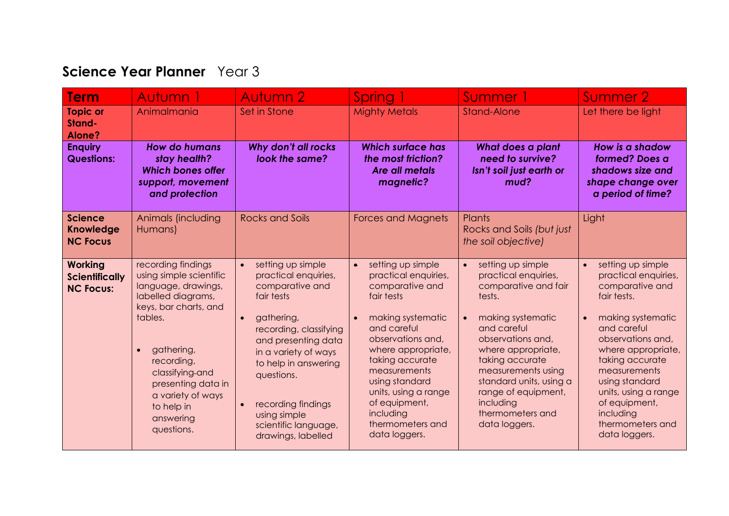# Science Year Planner Year 3

| Term | Autumn 1 | Autumn 2 | Spring 1 | Summer 1 | Summer 2 |
|---|---|---|---|---|---|
| **Topic or Stand-Alone?** | Animalmania | Set in Stone | Mighty Metals | Stand-Alone | Let there be light |
| **Enquiry Questions:** | ***How do humans stay health? Which bones offer support, movement and protection*** | ***Why don't all rocks look the same?*** | ***Which surface has the most friction? Are all metals magnetic?*** | ***What does a plant need to survive? Isn't soil just earth or mud?*** | ***How is a shadow formed? Does a shadows size and shape change over a period of time?*** |
| **Science Knowledge NC Focus** | Animals (including Humans) | Rocks and Soils | Forces and Magnets | Plants<br>Rocks and Soils *(but just the soil objective)* | Light |
| **Working Scientifically NC Focus:** | recording findings using simple scientific language, drawings, labelled diagrams, keys, bar charts, and tables.<br><br>• gathering, recording, classifying and presenting data in a variety of ways to help in answering questions. | • setting up simple practical enquiries, comparative and fair tests<br><br>• gathering, recording, classifying and presenting data in a variety of ways to help in answering questions.<br><br>• recording findings using simple scientific language, drawings, labelled | • setting up simple practical enquiries, comparative and fair tests<br><br>• making systematic and careful observations and, where appropriate, taking accurate measurements using standard units, using a range of equipment, including thermometers and data loggers. | • setting up simple practical enquiries, comparative and fair tests.<br><br>• making systematic and careful observations and, where appropriate, taking accurate measurements using standard units, using a range of equipment, including thermometers and data loggers. | • setting up simple practical enquiries, comparative and fair tests.<br><br>• making systematic and careful observations and, where appropriate, taking accurate measurements using standard units, using a range of equipment, including thermometers and data loggers. |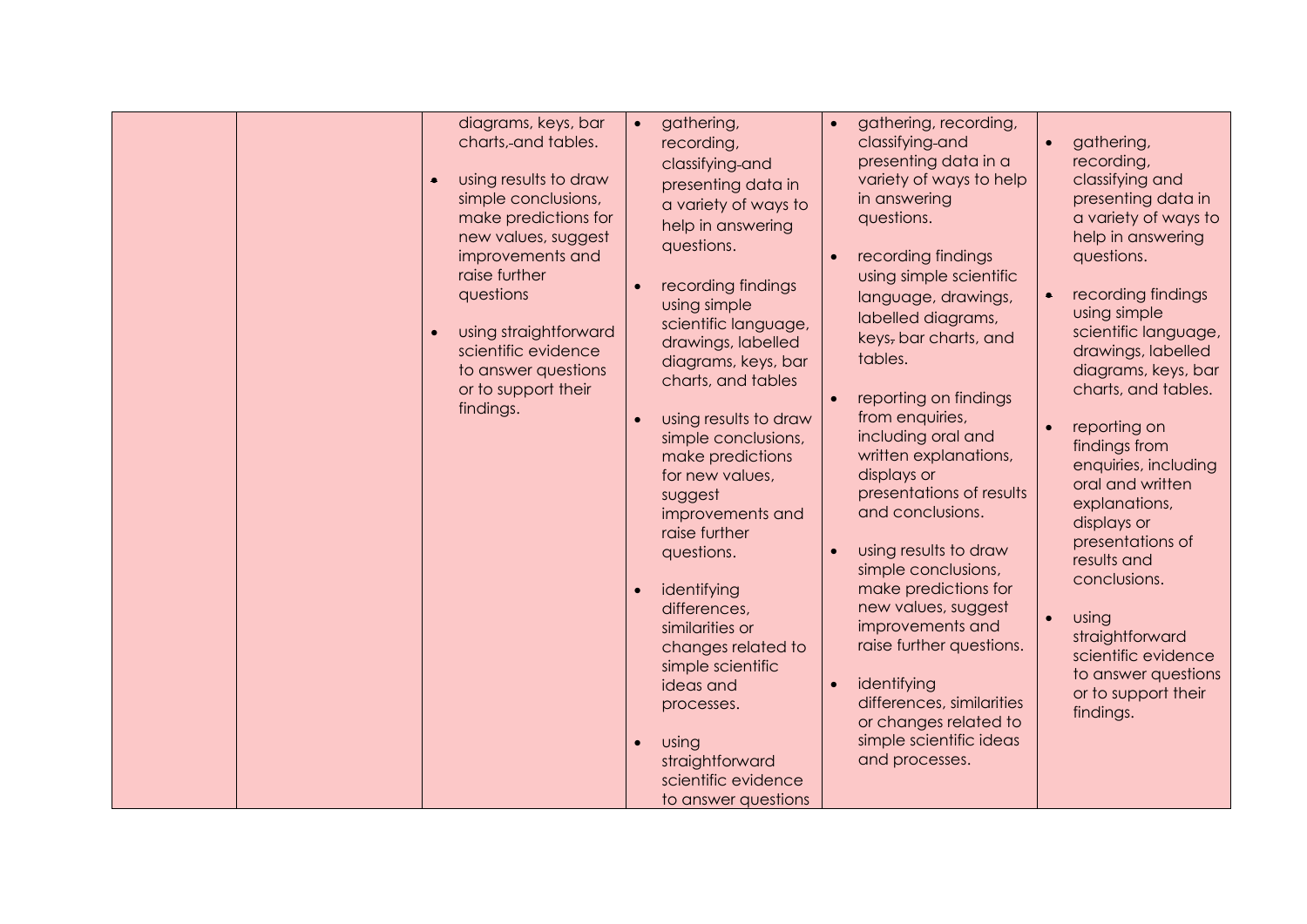| | | | | | |
|---|---|---|---|---|---|
| | | diagrams, keys, bar charts, and tables.<br><br>• using results to draw simple conclusions, make predictions for new values, suggest improvements and raise further questions<br><br>• using straightforward scientific evidence to answer questions or to support their findings. | • gathering, recording, classifying and presenting data in a variety of ways to help in answering questions.<br><br>• recording findings using simple scientific language, drawings, labelled diagrams, keys, bar charts, and tables<br><br>• using results to draw simple conclusions, make predictions for new values, suggest improvements and raise further questions.<br><br>• identifying differences, similarities or changes related to simple scientific ideas and processes.<br><br>• using straightforward scientific evidence to answer questions | • gathering, recording, classifying and presenting data in a variety of ways to help in answering questions.<br><br>• recording findings using simple scientific language, drawings, labelled diagrams, keys, bar charts, and tables.<br><br>• reporting on findings from enquiries, including oral and written explanations, displays or presentations of results and conclusions.<br><br>• using results to draw simple conclusions, make predictions for new values, suggest improvements and raise further questions.<br><br>• identifying differences, similarities or changes related to simple scientific ideas and processes. | • gathering, recording, classifying and presenting data in a variety of ways to help in answering questions.<br><br>• recording findings using simple scientific language, drawings, labelled diagrams, keys, bar charts, and tables.<br><br>• reporting on findings from enquiries, including oral and written explanations, displays or presentations of results and conclusions.<br><br>• using straightforward scientific evidence to answer questions or to support their findings. |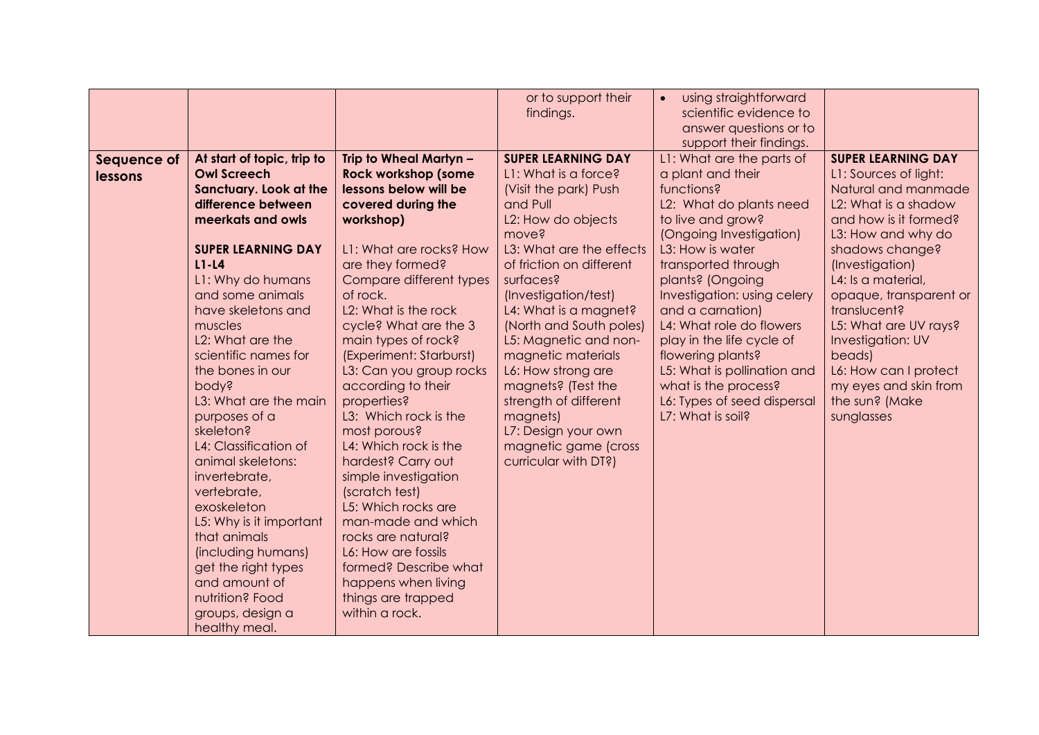|  |  |  | or to support their findings. | • using straightforward scientific evidence to answer questions or to support their findings. |  |
|---|---|---|---|---|---|
| **Sequence of lessons** | **At start of topic, trip to Owl Screech Sanctuary. Look at the difference between meerkats and owls**<br><br>**SUPER LEARNING DAY L1-L4**<br>L1: Why do humans and some animals have skeletons and muscles<br>L2: What are the scientific names for the bones in our body?<br>L3: What are the main purposes of a skeleton?<br>L4: Classification of animal skeletons: invertebrate, vertebrate, exoskeleton<br>L5: Why is it important that animals (including humans) get the right types and amount of nutrition? Food groups, design a healthy meal. | **Trip to Wheal Martyn – Rock workshop (some lessons below will be covered during the workshop)**<br><br>L1: What are rocks? How are they formed? Compare different types of rock.<br>L2: What is the rock cycle? What are the 3 main types of rock? (Experiment: Starburst)<br>L3: Can you group rocks according to their properties?<br>L3: Which rock is the most porous?<br>L4: Which rock is the hardest? Carry out simple investigation (scratch test)<br>L5: Which rocks are man-made and which rocks are natural?<br>L6: How are fossils formed? Describe what happens when living things are trapped within a rock. | **SUPER LEARNING DAY**<br>L1: What is a force? (Visit the park) Push and Pull<br>L2: How do objects move?<br>L3: What are the effects of friction on different surfaces? (Investigation/test)<br>L4: What is a magnet? (North and South poles)<br>L5: Magnetic and non-magnetic materials<br>L6: How strong are magnets? (Test the strength of different magnets)<br>L7: Design your own magnetic game (cross curricular with DT?) | L1: What are the parts of a plant and their functions?<br>L2: What do plants need to live and grow? (Ongoing Investigation)<br>L3: How is water transported through plants? (Ongoing Investigation: using celery and a carnation)<br>L4: What role do flowers play in the life cycle of flowering plants?<br>L5: What is pollination and what is the process?<br>L6: Types of seed dispersal<br>L7: What is soil? | **SUPER LEARNING DAY**<br>L1: Sources of light: Natural and manmade<br>L2: What is a shadow and how is it formed?<br>L3: How and why do shadows change? (Investigation)<br>L4: Is a material, opaque, transparent or translucent?<br>L5: What are UV rays? Investigation: UV beads)<br>L6: How can I protect my eyes and skin from the sun? (Make sunglasses |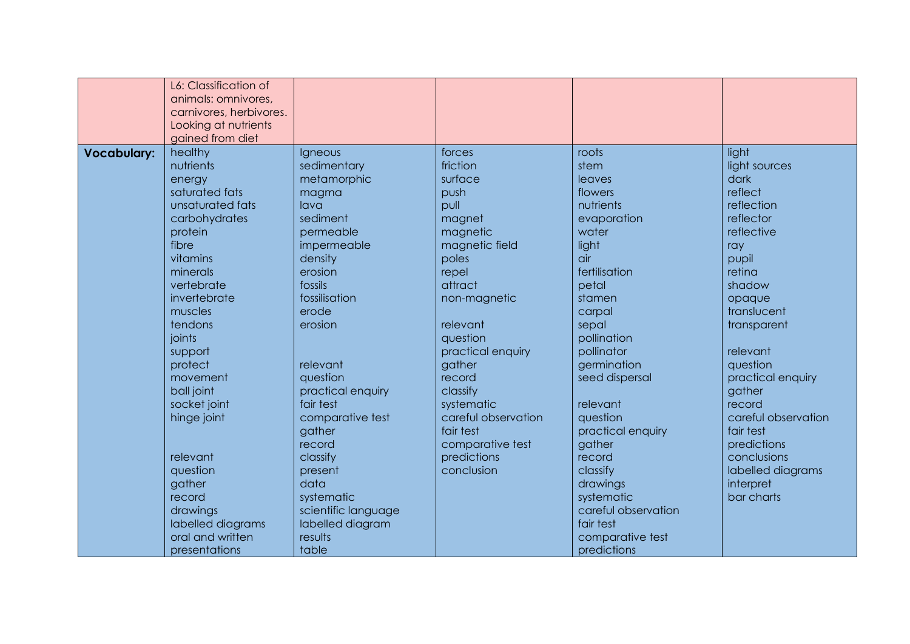| | L6: Classification of animals: omnivores, carnivores, herbivores. Looking at nutrients gained from diet | | | | |
|---|---|---|---|---|---|
| **Vocabulary:** | healthy<br>nutrients<br>energy<br>saturated fats<br>unsaturated fats<br>carbohydrates<br>protein<br>fibre<br>vitamins<br>minerals<br>vertebrate<br>invertebrate<br>muscles<br>tendons<br>joints<br>support<br>protect<br>movement<br>ball joint<br>socket joint<br>hinge joint<br><br><br>relevant<br>question<br>gather<br>record<br>drawings<br>labelled diagrams<br>oral and written presentations | Igneous<br>sedimentary<br>metamorphic<br>magma<br>lava<br>sediment<br>permeable<br>impermeable<br>density<br>erosion<br>fossils<br>fossilisation<br>erode<br>erosion<br><br><br>relevant<br>question<br>practical enquiry<br>fair test<br>comparative test<br>gather<br>record<br>classify<br>present<br>data<br>systematic<br>scientific language<br>labelled diagram<br>results<br>table | forces<br>friction<br>surface<br>push<br>pull<br>magnet<br>magnetic<br>magnetic field<br>poles<br>repel<br>attract<br>non-magnetic<br><br>relevant<br>question<br>practical enquiry<br>gather<br>record<br>classify<br>systematic<br>careful observation<br>fair test<br>comparative test<br>predictions<br>conclusion | roots<br>stem<br>leaves<br>flowers<br>nutrients<br>evaporation<br>water<br>light<br>air<br>fertilisation<br>petal<br>stamen<br>carpal<br>sepal<br>pollination<br>pollinator<br>germination<br>seed dispersal<br><br>relevant<br>question<br>practical enquiry<br>gather<br>record<br>classify<br>drawings<br>systematic<br>careful observation<br>fair test<br>comparative test<br>predictions | light<br>light sources<br>dark<br>reflect<br>reflection<br>reflector<br>reflective<br>ray<br>pupil<br>retina<br>shadow<br>opaque<br>translucent<br>transparent<br><br>relevant<br>question<br>practical enquiry<br>gather<br>record<br>careful observation<br>fair test<br>predictions<br>conclusions<br>labelled diagrams<br>interpret<br>bar charts |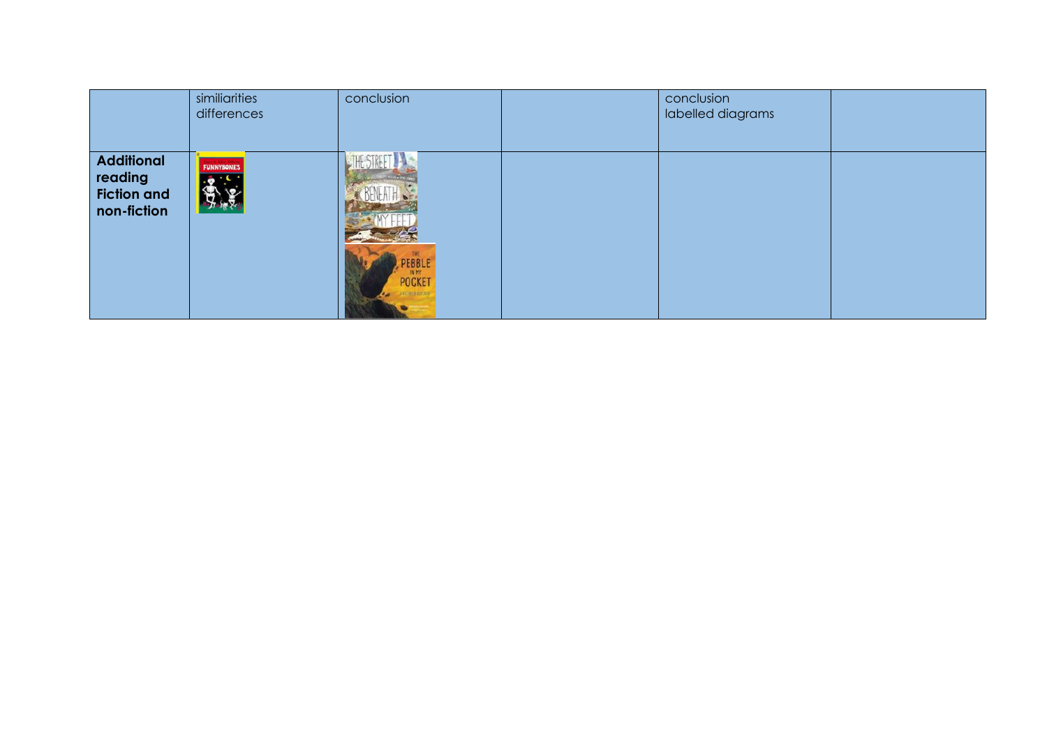| | | | | | |
|---|---|---|---|---|---|
| | similiarities differences | conclusion | | conclusion labelled diagrams | |
| **Additional reading Fiction and non-fiction** | FUNNYBONES | THE STREET BENEATH MY FEET THE PEBBLE IN MY POCKET | | | |